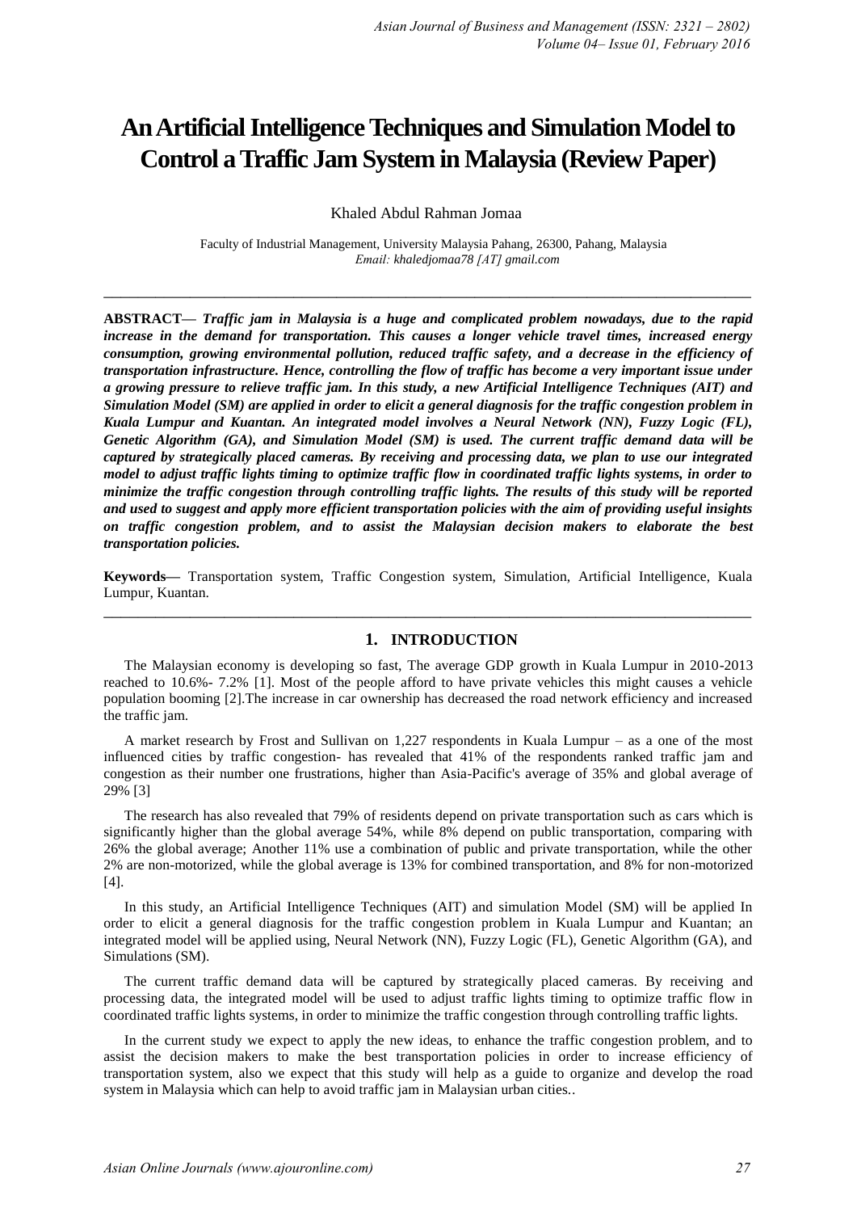# An Artificial Intelligence Techniques and Simulation Model to Control a Traffic Jam System in Malaysia (Review Paper)

Khaled Abdul Rahman Jomaa

Faculty of Industrial Management, University Malaysia Pahang, 26300, Pahang, Malaysia
*Email: khaledjomaa78 [AT] gmail.com*

---

**ABSTRACT—** ***Traffic jam in Malaysia is a huge and complicated problem nowadays, due to the rapid increase in the demand for transportation. This causes a longer vehicle travel times, increased energy consumption, growing environmental pollution, reduced traffic safety, and a decrease in the efficiency of transportation infrastructure. Hence, controlling the flow of traffic has become a very important issue under a growing pressure to relieve traffic jam. In this study, a new Artificial Intelligence Techniques (AIT) and Simulation Model (SM) are applied in order to elicit a general diagnosis for the traffic congestion problem in Kuala Lumpur and Kuantan. An integrated model involves a Neural Network (NN), Fuzzy Logic (FL), Genetic Algorithm (GA), and Simulation Model (SM) is used. The current traffic demand data will be captured by strategically placed cameras. By receiving and processing data, we plan to use our integrated model to adjust traffic lights timing to optimize traffic flow in coordinated traffic lights systems, in order to minimize the traffic congestion through controlling traffic lights. The results of this study will be reported and used to suggest and apply more efficient transportation policies with the aim of providing useful insights on traffic congestion problem, and to assist the Malaysian decision makers to elaborate the best transportation policies.***

**Keywords—** Transportation system, Traffic Congestion system, Simulation, Artificial Intelligence, Kuala Lumpur, Kuantan.

---

## 1. INTRODUCTION

The Malaysian economy is developing so fast, The average GDP growth in Kuala Lumpur in 2010-2013 reached to 10.6%- 7.2% [1]. Most of the people afford to have private vehicles this might causes a vehicle population booming [2].The increase in car ownership has decreased the road network efficiency and increased the traffic jam.

A market research by Frost and Sullivan on 1,227 respondents in Kuala Lumpur – as a one of the most influenced cities by traffic congestion- has revealed that 41% of the respondents ranked traffic jam and congestion as their number one frustrations, higher than Asia-Pacific's average of 35% and global average of 29% [3]

The research has also revealed that 79% of residents depend on private transportation such as cars which is significantly higher than the global average 54%, while 8% depend on public transportation, comparing with 26% the global average; Another 11% use a combination of public and private transportation, while the other 2% are non-motorized, while the global average is 13% for combined transportation, and 8% for non-motorized [4].

In this study, an Artificial Intelligence Techniques (AIT) and simulation Model (SM) will be applied In order to elicit a general diagnosis for the traffic congestion problem in Kuala Lumpur and Kuantan; an integrated model will be applied using, Neural Network (NN), Fuzzy Logic (FL), Genetic Algorithm (GA), and Simulations (SM).

The current traffic demand data will be captured by strategically placed cameras. By receiving and processing data, the integrated model will be used to adjust traffic lights timing to optimize traffic flow in coordinated traffic lights systems, in order to minimize the traffic congestion through controlling traffic lights.

In the current study we expect to apply the new ideas, to enhance the traffic congestion problem, and to assist the decision makers to make the best transportation policies in order to increase efficiency of transportation system, also we expect that this study will help as a guide to organize and develop the road system in Malaysia which can help to avoid traffic jam in Malaysian urban cities..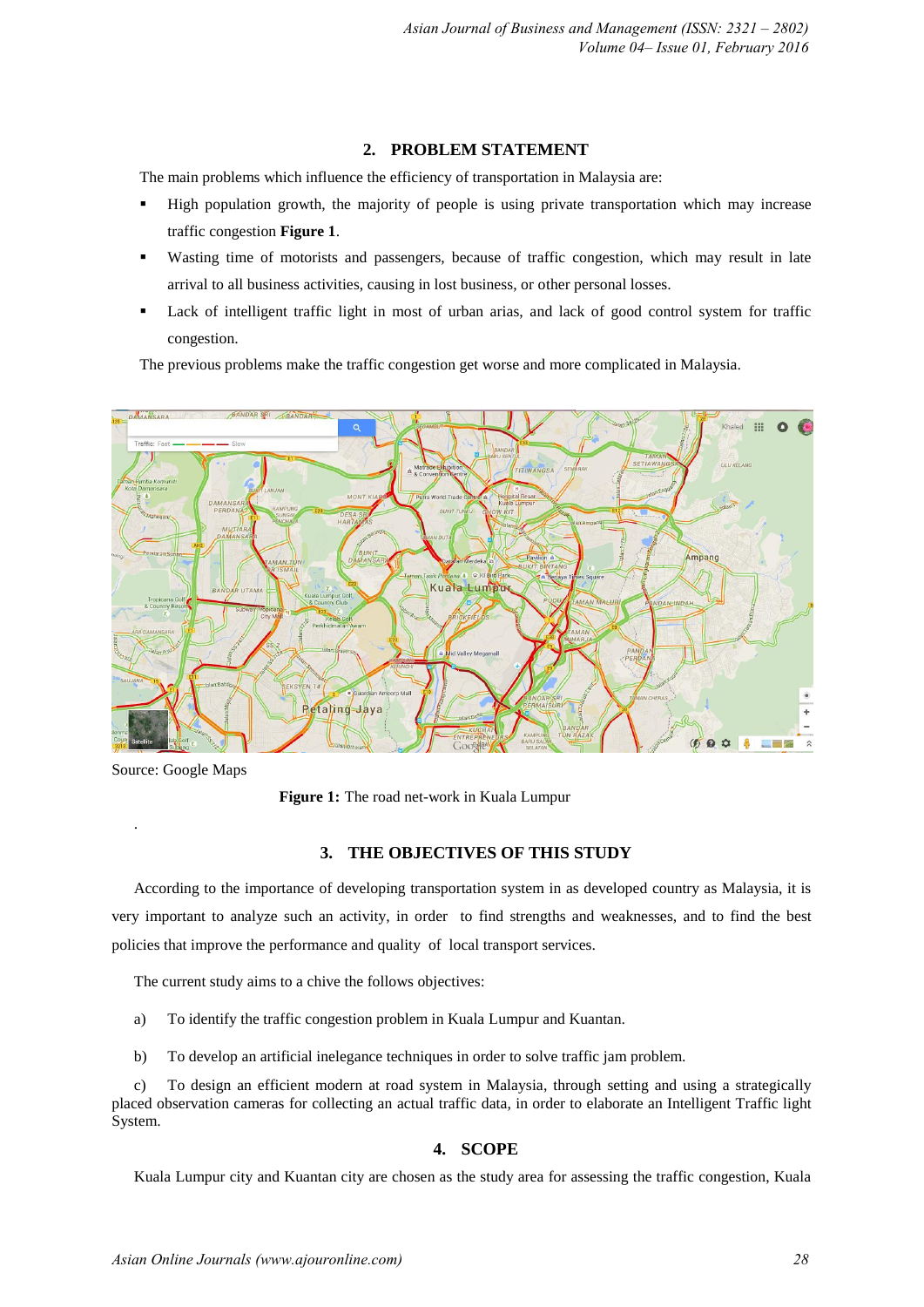## 2. PROBLEM STATEMENT

The main problems which influence the efficiency of transportation in Malaysia are:

- High population growth, the majority of people is using private transportation which may increase traffic congestion **Figure 1**.
- Wasting time of motorists and passengers, because of traffic congestion, which may result in late arrival to all business activities, causing in lost business, or other personal losses.
- Lack of intelligent traffic light in most of urban arias, and lack of good control system for traffic congestion.

The previous problems make the traffic congestion get worse and more complicated in Malaysia.

Source: Google Maps

**Figure 1:** The road net-work in Kuala Lumpur

## 3. THE OBJECTIVES OF THIS STUDY

According to the importance of developing transportation system in as developed country as Malaysia, it is very important to analyze such an activity, in order to find strengths and weaknesses, and to find the best policies that improve the performance and quality of local transport services.

The current study aims to a chive the follows objectives:

a) To identify the traffic congestion problem in Kuala Lumpur and Kuantan.

b) To develop an artificial inelegance techniques in order to solve traffic jam problem.

c) To design an efficient modern at road system in Malaysia, through setting and using a strategically placed observation cameras for collecting an actual traffic data, in order to elaborate an Intelligent Traffic light System.

## 4. SCOPE

Kuala Lumpur city and Kuantan city are chosen as the study area for assessing the traffic congestion, Kuala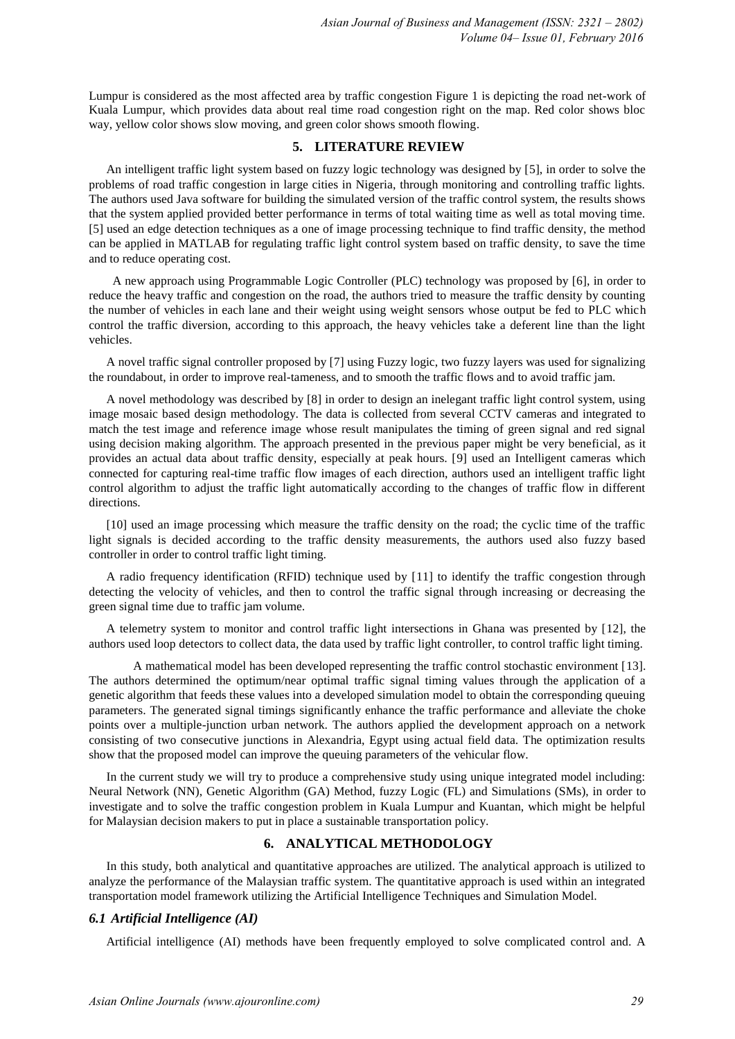Lumpur is considered as the most affected area by traffic congestion Figure 1 is depicting the road net-work of Kuala Lumpur, which provides data about real time road congestion right on the map. Red color shows bloc way, yellow color shows slow moving, and green color shows smooth flowing.

## 5. LITERATURE REVIEW

An intelligent traffic light system based on fuzzy logic technology was designed by [5], in order to solve the problems of road traffic congestion in large cities in Nigeria, through monitoring and controlling traffic lights. The authors used Java software for building the simulated version of the traffic control system, the results shows that the system applied provided better performance in terms of total waiting time as well as total moving time. [5] used an edge detection techniques as a one of image processing technique to find traffic density, the method can be applied in MATLAB for regulating traffic light control system based on traffic density, to save the time and to reduce operating cost.

A new approach using Programmable Logic Controller (PLC) technology was proposed by [6], in order to reduce the heavy traffic and congestion on the road, the authors tried to measure the traffic density by counting the number of vehicles in each lane and their weight using weight sensors whose output be fed to PLC which control the traffic diversion, according to this approach, the heavy vehicles take a deferent line than the light vehicles.

A novel traffic signal controller proposed by [7] using Fuzzy logic, two fuzzy layers was used for signalizing the roundabout, in order to improve real-tameness, and to smooth the traffic flows and to avoid traffic jam.

A novel methodology was described by [8] in order to design an inelegant traffic light control system, using image mosaic based design methodology. The data is collected from several CCTV cameras and integrated to match the test image and reference image whose result manipulates the timing of green signal and red signal using decision making algorithm. The approach presented in the previous paper might be very beneficial, as it provides an actual data about traffic density, especially at peak hours. [9] used an Intelligent cameras which connected for capturing real-time traffic flow images of each direction, authors used an intelligent traffic light control algorithm to adjust the traffic light automatically according to the changes of traffic flow in different directions.

[10] used an image processing which measure the traffic density on the road; the cyclic time of the traffic light signals is decided according to the traffic density measurements, the authors used also fuzzy based controller in order to control traffic light timing.

A radio frequency identification (RFID) technique used by [11] to identify the traffic congestion through detecting the velocity of vehicles, and then to control the traffic signal through increasing or decreasing the green signal time due to traffic jam volume.

A telemetry system to monitor and control traffic light intersections in Ghana was presented by [12], the authors used loop detectors to collect data, the data used by traffic light controller, to control traffic light timing.

A mathematical model has been developed representing the traffic control stochastic environment [13]. The authors determined the optimum/near optimal traffic signal timing values through the application of a genetic algorithm that feeds these values into a developed simulation model to obtain the corresponding queuing parameters. The generated signal timings significantly enhance the traffic performance and alleviate the choke points over a multiple-junction urban network. The authors applied the development approach on a network consisting of two consecutive junctions in Alexandria, Egypt using actual field data. The optimization results show that the proposed model can improve the queuing parameters of the vehicular flow.

In the current study we will try to produce a comprehensive study using unique integrated model including: Neural Network (NN), Genetic Algorithm (GA) Method, fuzzy Logic (FL) and Simulations (SMs), in order to investigate and to solve the traffic congestion problem in Kuala Lumpur and Kuantan, which might be helpful for Malaysian decision makers to put in place a sustainable transportation policy.

## 6. ANALYTICAL METHODOLOGY

In this study, both analytical and quantitative approaches are utilized. The analytical approach is utilized to analyze the performance of the Malaysian traffic system. The quantitative approach is used within an integrated transportation model framework utilizing the Artificial Intelligence Techniques and Simulation Model.

### *6.1 Artificial Intelligence (AI)*

Artificial intelligence (AI) methods have been frequently employed to solve complicated control and. A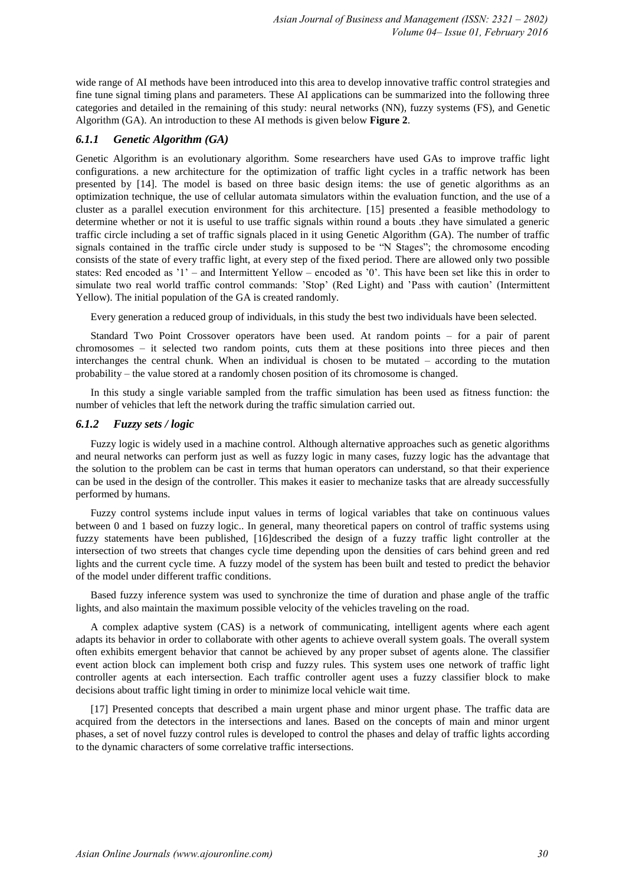wide range of AI methods have been introduced into this area to develop innovative traffic control strategies and fine tune signal timing plans and parameters. These AI applications can be summarized into the following three categories and detailed in the remaining of this study: neural networks (NN), fuzzy systems (FS), and Genetic Algorithm (GA). An introduction to these AI methods is given below **Figure 2**.

### *6.1.1 Genetic Algorithm (GA)*

Genetic Algorithm is an evolutionary algorithm. Some researchers have used GAs to improve traffic light configurations. a new architecture for the optimization of traffic light cycles in a traffic network has been presented by [14]. The model is based on three basic design items: the use of genetic algorithms as an optimization technique, the use of cellular automata simulators within the evaluation function, and the use of a cluster as a parallel execution environment for this architecture. [15] presented a feasible methodology to determine whether or not it is useful to use traffic signals within round a bouts .they have simulated a generic traffic circle including a set of traffic signals placed in it using Genetic Algorithm (GA). The number of traffic signals contained in the traffic circle under study is supposed to be "N Stages"; the chromosome encoding consists of the state of every traffic light, at every step of the fixed period. There are allowed only two possible states: Red encoded as '1' – and Intermittent Yellow – encoded as '0'. This have been set like this in order to simulate two real world traffic control commands: 'Stop' (Red Light) and 'Pass with caution' (Intermittent Yellow). The initial population of the GA is created randomly.

Every generation a reduced group of individuals, in this study the best two individuals have been selected.

Standard Two Point Crossover operators have been used. At random points – for a pair of parent chromosomes – it selected two random points, cuts them at these positions into three pieces and then interchanges the central chunk. When an individual is chosen to be mutated – according to the mutation probability – the value stored at a randomly chosen position of its chromosome is changed.

In this study a single variable sampled from the traffic simulation has been used as fitness function: the number of vehicles that left the network during the traffic simulation carried out.

### *6.1.2 Fuzzy sets / logic*

Fuzzy logic is widely used in a machine control. Although alternative approaches such as genetic algorithms and neural networks can perform just as well as fuzzy logic in many cases, fuzzy logic has the advantage that the solution to the problem can be cast in terms that human operators can understand, so that their experience can be used in the design of the controller. This makes it easier to mechanize tasks that are already successfully performed by humans.

Fuzzy control systems include input values in terms of logical variables that take on continuous values between 0 and 1 based on fuzzy logic.. In general, many theoretical papers on control of traffic systems using fuzzy statements have been published, [16]described the design of a fuzzy traffic light controller at the intersection of two streets that changes cycle time depending upon the densities of cars behind green and red lights and the current cycle time. A fuzzy model of the system has been built and tested to predict the behavior of the model under different traffic conditions.

Based fuzzy inference system was used to synchronize the time of duration and phase angle of the traffic lights, and also maintain the maximum possible velocity of the vehicles traveling on the road.

A complex adaptive system (CAS) is a network of communicating, intelligent agents where each agent adapts its behavior in order to collaborate with other agents to achieve overall system goals. The overall system often exhibits emergent behavior that cannot be achieved by any proper subset of agents alone. The classifier event action block can implement both crisp and fuzzy rules. This system uses one network of traffic light controller agents at each intersection. Each traffic controller agent uses a fuzzy classifier block to make decisions about traffic light timing in order to minimize local vehicle wait time.

[17] Presented concepts that described a main urgent phase and minor urgent phase. The traffic data are acquired from the detectors in the intersections and lanes. Based on the concepts of main and minor urgent phases, a set of novel fuzzy control rules is developed to control the phases and delay of traffic lights according to the dynamic characters of some correlative traffic intersections.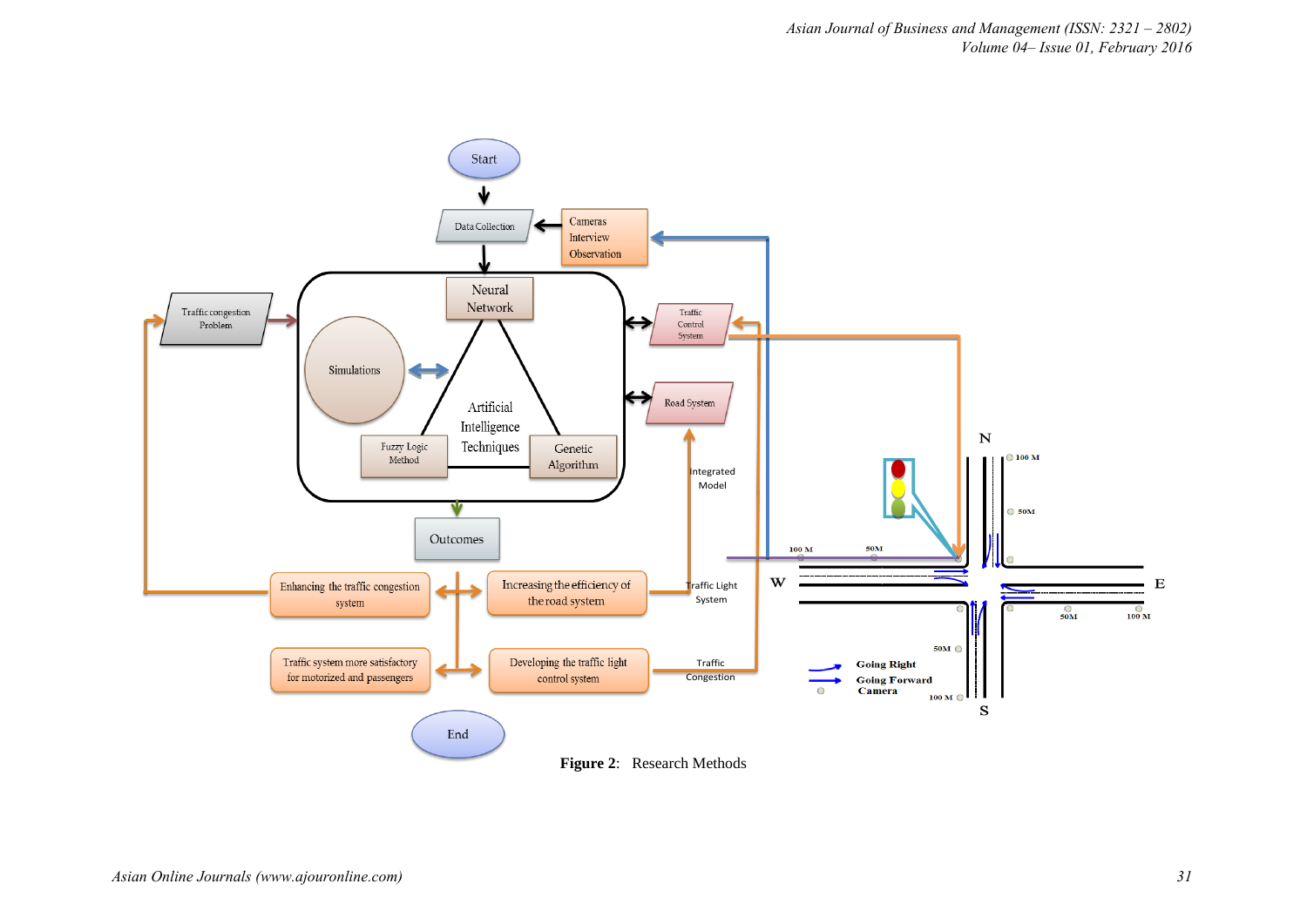Figure 2: Research Methods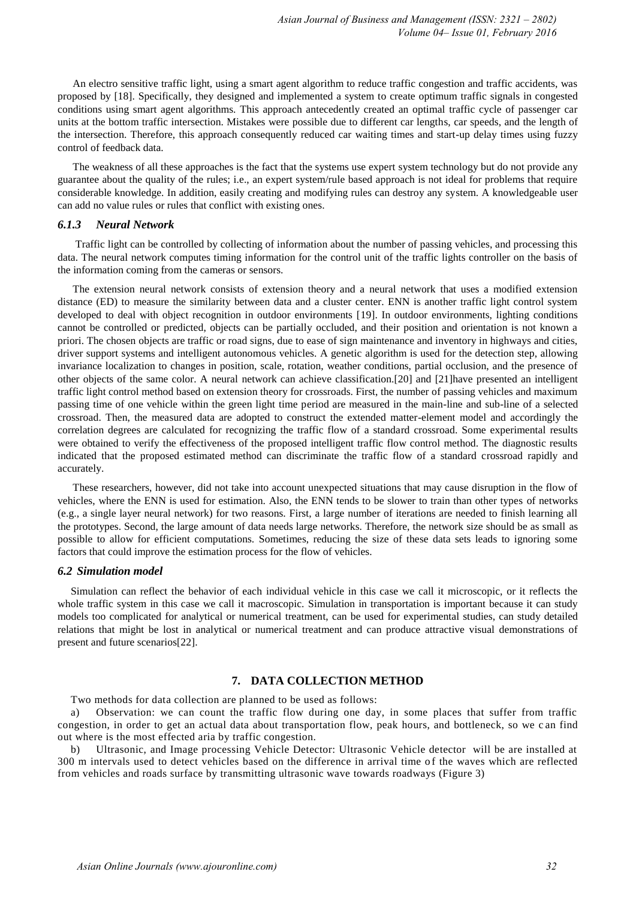An electro sensitive traffic light, using a smart agent algorithm to reduce traffic congestion and traffic accidents, was proposed by [18]. Specifically, they designed and implemented a system to create optimum traffic signals in congested conditions using smart agent algorithms. This approach antecedently created an optimal traffic cycle of passenger car units at the bottom traffic intersection. Mistakes were possible due to different car lengths, car speeds, and the length of the intersection. Therefore, this approach consequently reduced car waiting times and start-up delay times using fuzzy control of feedback data.

The weakness of all these approaches is the fact that the systems use expert system technology but do not provide any guarantee about the quality of the rules; i.e., an expert system/rule based approach is not ideal for problems that require considerable knowledge. In addition, easily creating and modifying rules can destroy any system. A knowledgeable user can add no value rules or rules that conflict with existing ones.

### *6.1.3 Neural Network*

Traffic light can be controlled by collecting of information about the number of passing vehicles, and processing this data. The neural network computes timing information for the control unit of the traffic lights controller on the basis of the information coming from the cameras or sensors.

The extension neural network consists of extension theory and a neural network that uses a modified extension distance (ED) to measure the similarity between data and a cluster center. ENN is another traffic light control system developed to deal with object recognition in outdoor environments [19]. In outdoor environments, lighting conditions cannot be controlled or predicted, objects can be partially occluded, and their position and orientation is not known a priori. The chosen objects are traffic or road signs, due to ease of sign maintenance and inventory in highways and cities, driver support systems and intelligent autonomous vehicles. A genetic algorithm is used for the detection step, allowing invariance localization to changes in position, scale, rotation, weather conditions, partial occlusion, and the presence of other objects of the same color. A neural network can achieve classification.[20] and [21]have presented an intelligent traffic light control method based on extension theory for crossroads. First, the number of passing vehicles and maximum passing time of one vehicle within the green light time period are measured in the main-line and sub-line of a selected crossroad. Then, the measured data are adopted to construct the extended matter-element model and accordingly the correlation degrees are calculated for recognizing the traffic flow of a standard crossroad. Some experimental results were obtained to verify the effectiveness of the proposed intelligent traffic flow control method. The diagnostic results indicated that the proposed estimated method can discriminate the traffic flow of a standard crossroad rapidly and accurately.

These researchers, however, did not take into account unexpected situations that may cause disruption in the flow of vehicles, where the ENN is used for estimation. Also, the ENN tends to be slower to train than other types of networks (e.g., a single layer neural network) for two reasons. First, a large number of iterations are needed to finish learning all the prototypes. Second, the large amount of data needs large networks. Therefore, the network size should be as small as possible to allow for efficient computations. Sometimes, reducing the size of these data sets leads to ignoring some factors that could improve the estimation process for the flow of vehicles.

### *6.2 Simulation model*

Simulation can reflect the behavior of each individual vehicle in this case we call it microscopic, or it reflects the whole traffic system in this case we call it macroscopic. Simulation in transportation is important because it can study models too complicated for analytical or numerical treatment, can be used for experimental studies, can study detailed relations that might be lost in analytical or numerical treatment and can produce attractive visual demonstrations of present and future scenarios[22].

## 7. DATA COLLECTION METHOD

Two methods for data collection are planned to be used as follows:

a) Observation: we can count the traffic flow during one day, in some places that suffer from traffic congestion, in order to get an actual data about transportation flow, peak hours, and bottleneck, so we can find out where is the most effected aria by traffic congestion.

b) Ultrasonic, and Image processing Vehicle Detector: Ultrasonic Vehicle detector will be are installed at 300 m intervals used to detect vehicles based on the difference in arrival time of the waves which are reflected from vehicles and roads surface by transmitting ultrasonic wave towards roadways (Figure 3)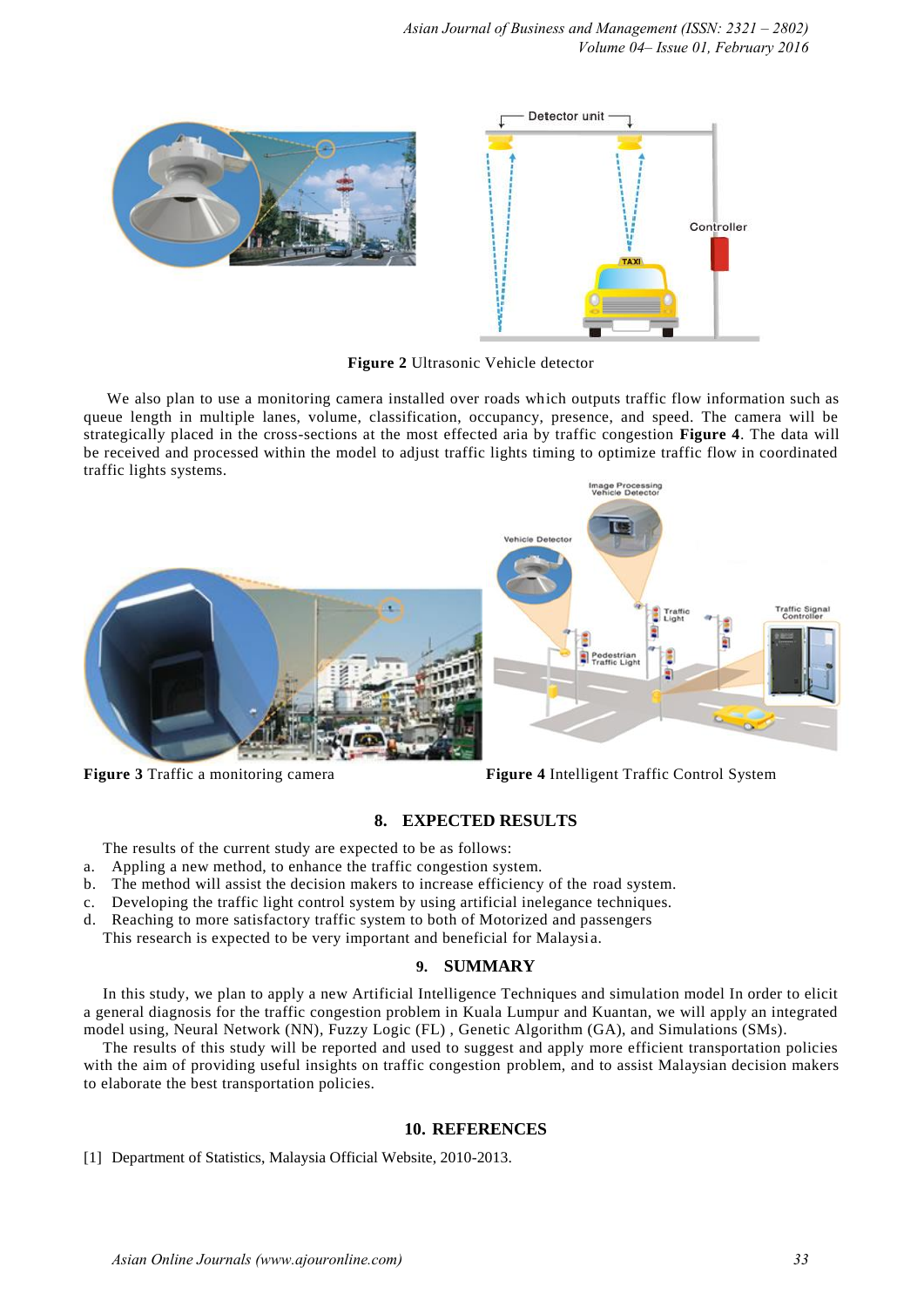Figure 2 Ultrasonic Vehicle detector

We also plan to use a monitoring camera installed over roads which outputs traffic flow information such as queue length in multiple lanes, volume, classification, occupancy, presence, and speed. The camera will be strategically placed in the cross-sections at the most effected aria by traffic congestion **Figure 4**. The data will be received and processed within the model to adjust traffic lights timing to optimize traffic flow in coordinated traffic lights systems.

**Figure 3** Traffic a monitoring camera

**Figure 4** Intelligent Traffic Control System

## 8. EXPECTED RESULTS

The results of the current study are expected to be as follows:

a. Appling a new method, to enhance the traffic congestion system.
b. The method will assist the decision makers to increase efficiency of the road system.
c. Developing the traffic light control system by using artificial inelegance techniques.
d. Reaching to more satisfactory traffic system to both of Motorized and passengers

This research is expected to be very important and beneficial for Malaysia.

## 9. SUMMARY

In this study, we plan to apply a new Artificial Intelligence Techniques and simulation model In order to elicit a general diagnosis for the traffic congestion problem in Kuala Lumpur and Kuantan, we will apply an integrated model using, Neural Network (NN), Fuzzy Logic (FL) , Genetic Algorithm (GA), and Simulations (SMs).

The results of this study will be reported and used to suggest and apply more efficient transportation policies with the aim of providing useful insights on traffic congestion problem, and to assist Malaysian decision makers to elaborate the best transportation policies.

## 10. REFERENCES

[1] Department of Statistics, Malaysia Official Website, 2010-2013.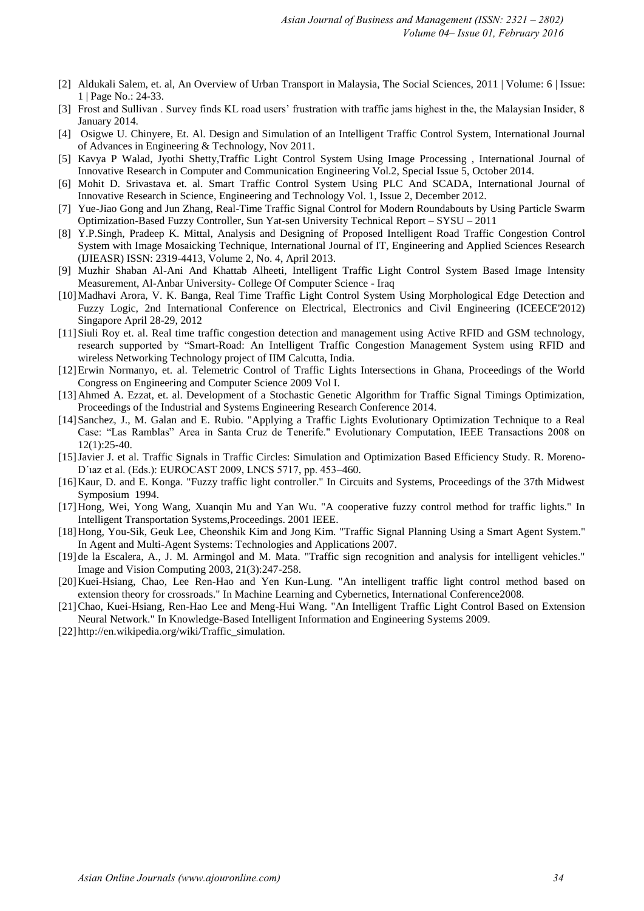[2] Aldukali Salem, et. al, An Overview of Urban Transport in Malaysia, The Social Sciences, 2011 | Volume: 6 | Issue: 1 | Page No.: 24-33.

[3] Frost and Sullivan . Survey finds KL road users' frustration with traffic jams highest in the, the Malaysian Insider, 8 January 2014.

[4] Osigwe U. Chinyere, Et. Al. Design and Simulation of an Intelligent Traffic Control System, International Journal of Advances in Engineering & Technology, Nov 2011.

[5] Kavya P Walad, Jyothi Shetty,Traffic Light Control System Using Image Processing , International Journal of Innovative Research in Computer and Communication Engineering Vol.2, Special Issue 5, October 2014.

[6] Mohit D. Srivastava et. al. Smart Traffic Control System Using PLC And SCADA, International Journal of Innovative Research in Science, Engineering and Technology Vol. 1, Issue 2, December 2012.

[7] Yue-Jiao Gong and Jun Zhang, Real-Time Traffic Signal Control for Modern Roundabouts by Using Particle Swarm Optimization-Based Fuzzy Controller, Sun Yat-sen University Technical Report – SYSU – 2011

[8] Y.P.Singh, Pradeep K. Mittal, Analysis and Designing of Proposed Intelligent Road Traffic Congestion Control System with Image Mosaicking Technique, International Journal of IT, Engineering and Applied Sciences Research (IJIEASR) ISSN: 2319-4413, Volume 2, No. 4, April 2013.

[9] Muzhir Shaban Al-Ani And Khattab Alheeti, Intelligent Traffic Light Control System Based Image Intensity Measurement, Al-Anbar University- College Of Computer Science - Iraq

[10] Madhavi Arora, V. K. Banga, Real Time Traffic Light Control System Using Morphological Edge Detection and Fuzzy Logic, 2nd International Conference on Electrical, Electronics and Civil Engineering (ICEECE'2012) Singapore April 28-29, 2012

[11] Siuli Roy et. al. Real time traffic congestion detection and management using Active RFID and GSM technology, research supported by "Smart-Road: An Intelligent Traffic Congestion Management System using RFID and wireless Networking Technology project of IIM Calcutta, India.

[12] Erwin Normanyo, et. al. Telemetric Control of Traffic Lights Intersections in Ghana, Proceedings of the World Congress on Engineering and Computer Science 2009 Vol I.

[13] Ahmed A. Ezzat, et. al. Development of a Stochastic Genetic Algorithm for Traffic Signal Timings Optimization, Proceedings of the Industrial and Systems Engineering Research Conference 2014.

[14] Sanchez, J., M. Galan and E. Rubio. "Applying a Traffic Lights Evolutionary Optimization Technique to a Real Case: "Las Ramblas" Area in Santa Cruz de Tenerife." Evolutionary Computation, IEEE Transactions 2008 on 12(1):25-40.

[15] Javier J. et al. Traffic Signals in Traffic Circles: Simulation and Optimization Based Efficiency Study. R. Moreno-D´ıaz et al. (Eds.): EUROCAST 2009, LNCS 5717, pp. 453–460.

[16] Kaur, D. and E. Konga. "Fuzzy traffic light controller." In Circuits and Systems, Proceedings of the 37th Midwest Symposium 1994.

[17] Hong, Wei, Yong Wang, Xuanqin Mu and Yan Wu. "A cooperative fuzzy control method for traffic lights." In Intelligent Transportation Systems,Proceedings. 2001 IEEE.

[18] Hong, You-Sik, Geuk Lee, Cheonshik Kim and Jong Kim. "Traffic Signal Planning Using a Smart Agent System." In Agent and Multi-Agent Systems: Technologies and Applications 2007.

[19] de la Escalera, A., J. M. Armingol and M. Mata. "Traffic sign recognition and analysis for intelligent vehicles." Image and Vision Computing 2003, 21(3):247-258.

[20] Kuei-Hsiang, Chao, Lee Ren-Hao and Yen Kun-Lung. "An intelligent traffic light control method based on extension theory for crossroads." In Machine Learning and Cybernetics, International Conference2008.

[21] Chao, Kuei-Hsiang, Ren-Hao Lee and Meng-Hui Wang. "An Intelligent Traffic Light Control Based on Extension Neural Network." In Knowledge-Based Intelligent Information and Engineering Systems 2009.

[22] http://en.wikipedia.org/wiki/Traffic_simulation.